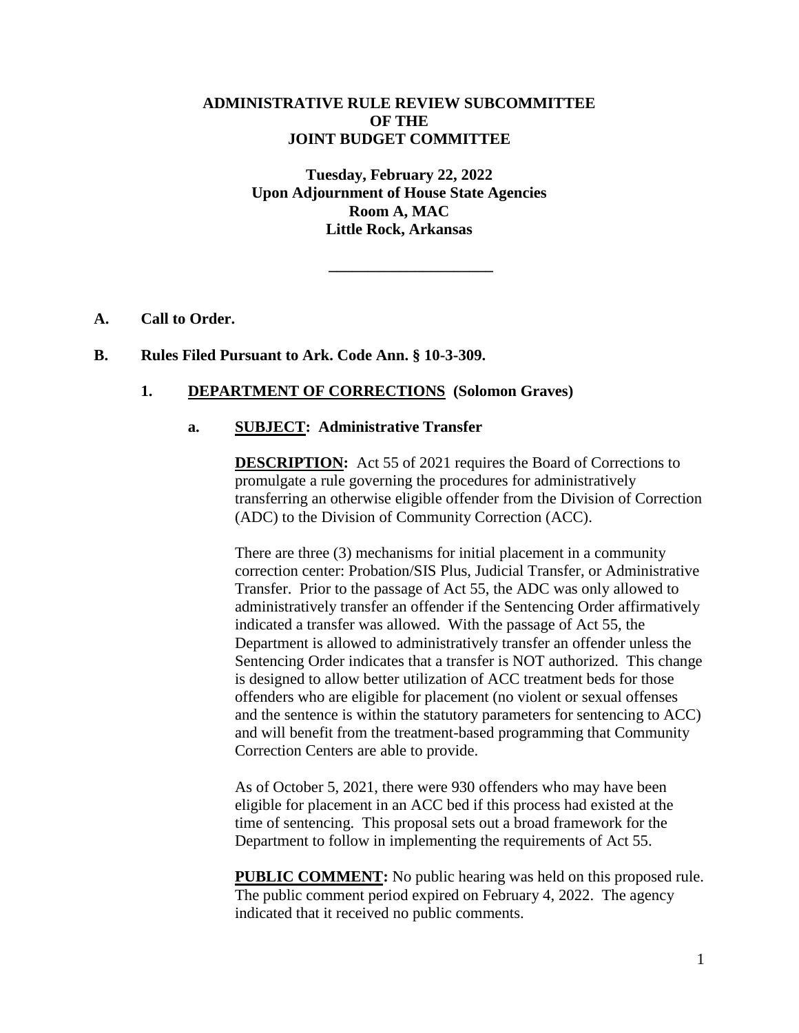# ADMINISTRATIVE RULE REVIEW SUBCOMMITTEE OF THE JOINT BUDGET COMMITTEE

**Tuesday, February 22, 2022**
**Upon Adjournment of House State Agencies**
**Room A, MAC**
**Little Rock, Arkansas**

---

**A. Call to Order.**

**B. Rules Filed Pursuant to Ark. Code Ann. § 10-3-309.**

**1. DEPARTMENT OF CORRECTIONS (Solomon Graves)**

**a. SUBJECT: Administrative Transfer**

**DESCRIPTION:** Act 55 of 2021 requires the Board of Corrections to promulgate a rule governing the procedures for administratively transferring an otherwise eligible offender from the Division of Correction (ADC) to the Division of Community Correction (ACC).

There are three (3) mechanisms for initial placement in a community correction center: Probation/SIS Plus, Judicial Transfer, or Administrative Transfer. Prior to the passage of Act 55, the ADC was only allowed to administratively transfer an offender if the Sentencing Order affirmatively indicated a transfer was allowed. With the passage of Act 55, the Department is allowed to administratively transfer an offender unless the Sentencing Order indicates that a transfer is NOT authorized. This change is designed to allow better utilization of ACC treatment beds for those offenders who are eligible for placement (no violent or sexual offenses and the sentence is within the statutory parameters for sentencing to ACC) and will benefit from the treatment-based programming that Community Correction Centers are able to provide.

As of October 5, 2021, there were 930 offenders who may have been eligible for placement in an ACC bed if this process had existed at the time of sentencing. This proposal sets out a broad framework for the Department to follow in implementing the requirements of Act 55.

**PUBLIC COMMENT:** No public hearing was held on this proposed rule. The public comment period expired on February 4, 2022. The agency indicated that it received no public comments.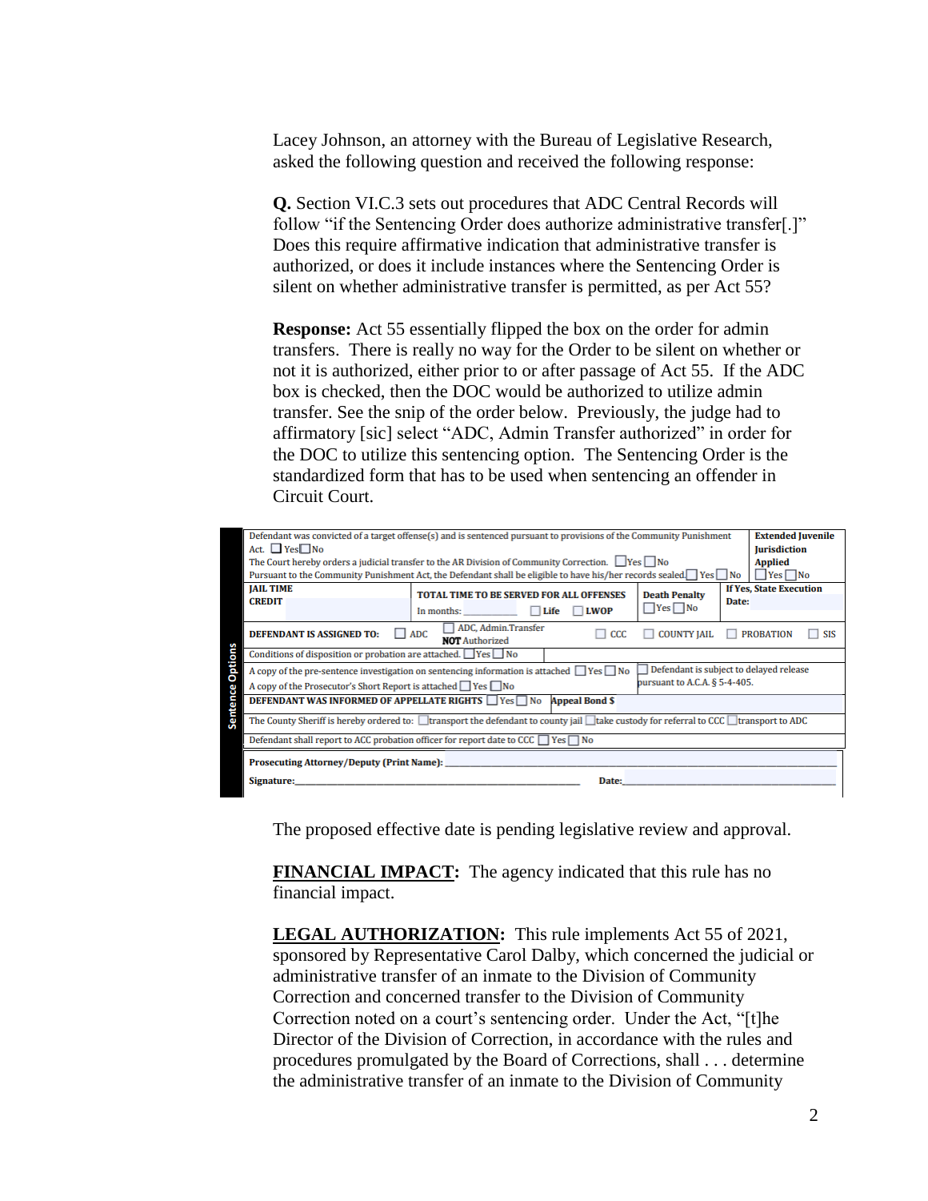Lacey Johnson, an attorney with the Bureau of Legislative Research, asked the following question and received the following response:

**Q.** Section VI.C.3 sets out procedures that ADC Central Records will follow "if the Sentencing Order does authorize administrative transfer[.]" Does this require affirmative indication that administrative transfer is authorized, or does it include instances where the Sentencing Order is silent on whether administrative transfer is permitted, as per Act 55?

**Response:** Act 55 essentially flipped the box on the order for admin transfers. There is really no way for the Order to be silent on whether or not it is authorized, either prior to or after passage of Act 55. If the ADC box is checked, then the DOC would be authorized to utilize admin transfer. See the snip of the order below. Previously, the judge had to affirmatory [sic] select "ADC, Admin Transfer authorized" in order for the DOC to utilize this sentencing option. The Sentencing Order is the standardized form that has to be used when sentencing an offender in Circuit Court.

| Sentence Options | | | | | |
|---|---|---|---|---|---|
| Defendant was convicted of a target offense(s) and is sentenced pursuant to provisions of the Community Punishment Act. ☐ Yes ☐ No<br>The Court hereby orders a judicial transfer to the AR Division of Community Correction. ☐ Yes ☐ No<br>Pursuant to the Community Punishment Act, the Defendant shall be eligible to have his/her records sealed ☐ Yes ☐ No | | | | | **Extended Juvenile Jurisdiction Applied** ☐ Yes ☐ No |
| **JAIL TIME CREDIT** | | **TOTAL TIME TO BE SERVED FOR ALL OFFENSES**<br>In months: ______ ☐ **Life** ☐ **LWOP** | | **Death Penalty** ☐ Yes ☐ No | **If Yes, State Execution Date:** |
| **DEFENDANT IS ASSIGNED TO:** ☐ ADC | ☐ ADC, Admin.Transfer **NOT** Authorized | ☐ CCC | ☐ COUNTY JAIL | ☐ PROBATION | ☐ SIS |
| Conditions of disposition or probation are attached. ☐ Yes ☐ No | | | | | |
| A copy of the pre-sentence investigation on sentencing information is attached ☐ Yes ☐ No<br>A copy of the Prosecutor's Short Report is attached ☐ Yes ☐ No | | | | ☐ Defendant is subject to delayed release pursuant to A.C.A. § 5-4-405. | |
| **DEFENDANT WAS INFORMED OF APPELLATE RIGHTS** ☐ Yes ☐ No | **Appeal Bond $** | | | | |
| The County Sheriff is hereby ordered to: ☐ transport the defendant to county jail ☐ take custody for referral to CCC ☐ transport to ADC | | | | | |
| Defendant shall report to ACC probation officer for report date to CCC ☐ Yes ☐ No | | | | | |
| **Prosecuting Attorney/Deputy (Print Name):** ______ | | | | | |
| **Signature:** ______ | | | **Date:** ______ | | |

The proposed effective date is pending legislative review and approval.

**<u>FINANCIAL IMPACT</u>:** The agency indicated that this rule has no financial impact.

**<u>LEGAL AUTHORIZATION</u>:** This rule implements Act 55 of 2021, sponsored by Representative Carol Dalby, which concerned the judicial or administrative transfer of an inmate to the Division of Community Correction and concerned transfer to the Division of Community Correction noted on a court's sentencing order. Under the Act, "[t]he Director of the Division of Correction, in accordance with the rules and procedures promulgated by the Board of Corrections, shall . . . determine the administrative transfer of an inmate to the Division of Community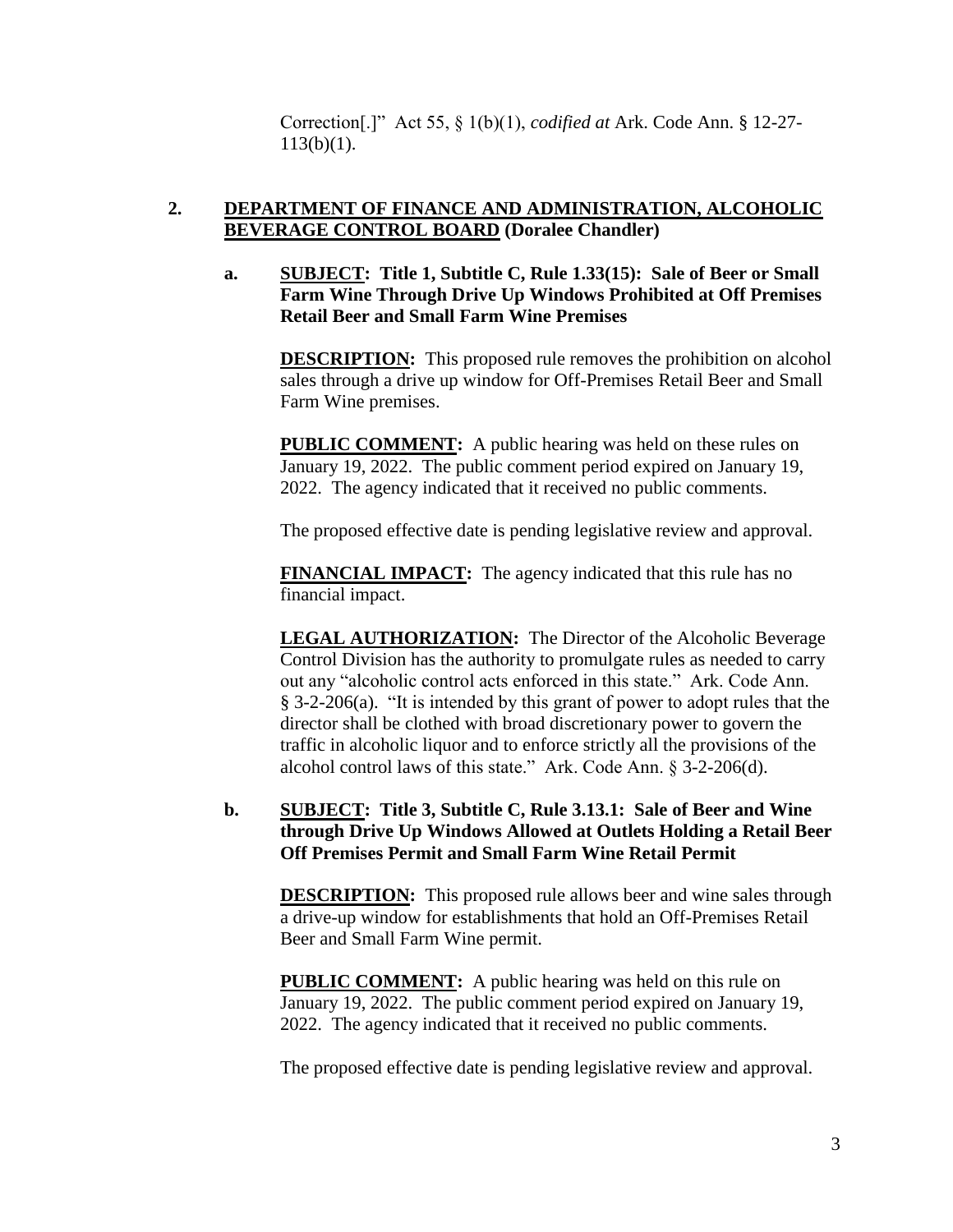Correction[.]" Act 55, § 1(b)(1), *codified at* Ark. Code Ann. § 12-27-113(b)(1).

**2. <u>DEPARTMENT OF FINANCE AND ADMINISTRATION, ALCOHOLIC BEVERAGE CONTROL BOARD</u> (Doralee Chandler)**

**a. <u>SUBJECT</u>: Title 1, Subtitle C, Rule 1.33(15): Sale of Beer or Small Farm Wine Through Drive Up Windows Prohibited at Off Premises Retail Beer and Small Farm Wine Premises**

**<u>DESCRIPTION</u>:** This proposed rule removes the prohibition on alcohol sales through a drive up window for Off-Premises Retail Beer and Small Farm Wine premises.

**<u>PUBLIC COMMENT</u>:** A public hearing was held on these rules on January 19, 2022. The public comment period expired on January 19, 2022. The agency indicated that it received no public comments.

The proposed effective date is pending legislative review and approval.

**<u>FINANCIAL IMPACT</u>:** The agency indicated that this rule has no financial impact.

**<u>LEGAL AUTHORIZATION</u>:** The Director of the Alcoholic Beverage Control Division has the authority to promulgate rules as needed to carry out any "alcoholic control acts enforced in this state." Ark. Code Ann. § 3-2-206(a). "It is intended by this grant of power to adopt rules that the director shall be clothed with broad discretionary power to govern the traffic in alcoholic liquor and to enforce strictly all the provisions of the alcohol control laws of this state." Ark. Code Ann. § 3-2-206(d).

**b. <u>SUBJECT</u>: Title 3, Subtitle C, Rule 3.13.1: Sale of Beer and Wine through Drive Up Windows Allowed at Outlets Holding a Retail Beer Off Premises Permit and Small Farm Wine Retail Permit**

**<u>DESCRIPTION</u>:** This proposed rule allows beer and wine sales through a drive-up window for establishments that hold an Off-Premises Retail Beer and Small Farm Wine permit.

**<u>PUBLIC COMMENT</u>:** A public hearing was held on this rule on January 19, 2022. The public comment period expired on January 19, 2022. The agency indicated that it received no public comments.

The proposed effective date is pending legislative review and approval.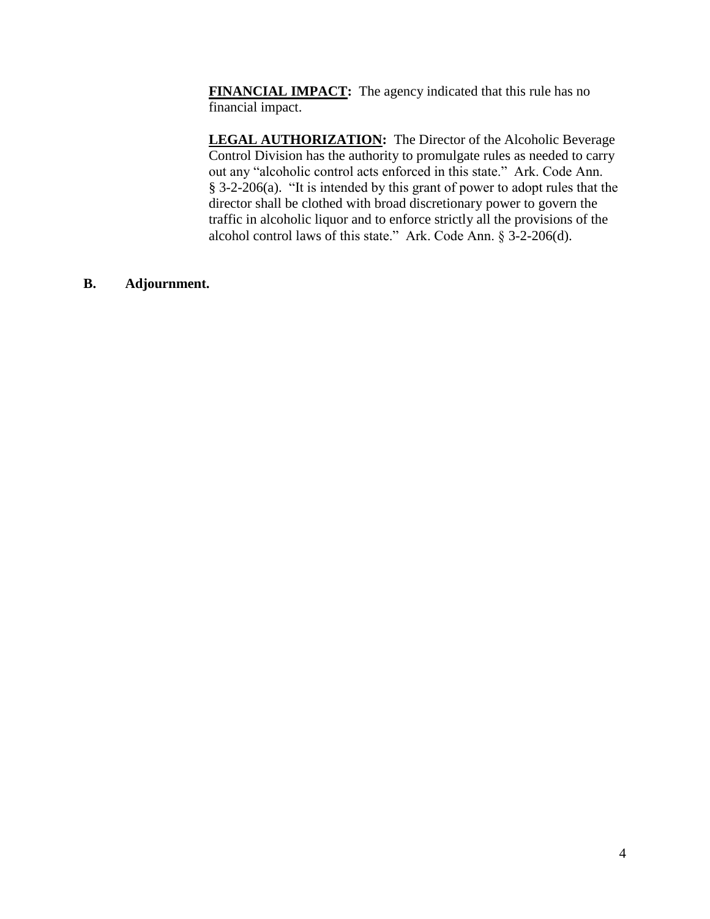**FINANCIAL IMPACT:** The agency indicated that this rule has no financial impact.

**LEGAL AUTHORIZATION:** The Director of the Alcoholic Beverage Control Division has the authority to promulgate rules as needed to carry out any "alcoholic control acts enforced in this state." Ark. Code Ann. § 3-2-206(a). "It is intended by this grant of power to adopt rules that the director shall be clothed with broad discretionary power to govern the traffic in alcoholic liquor and to enforce strictly all the provisions of the alcohol control laws of this state." Ark. Code Ann. § 3-2-206(d).

**B. Adjournment.**